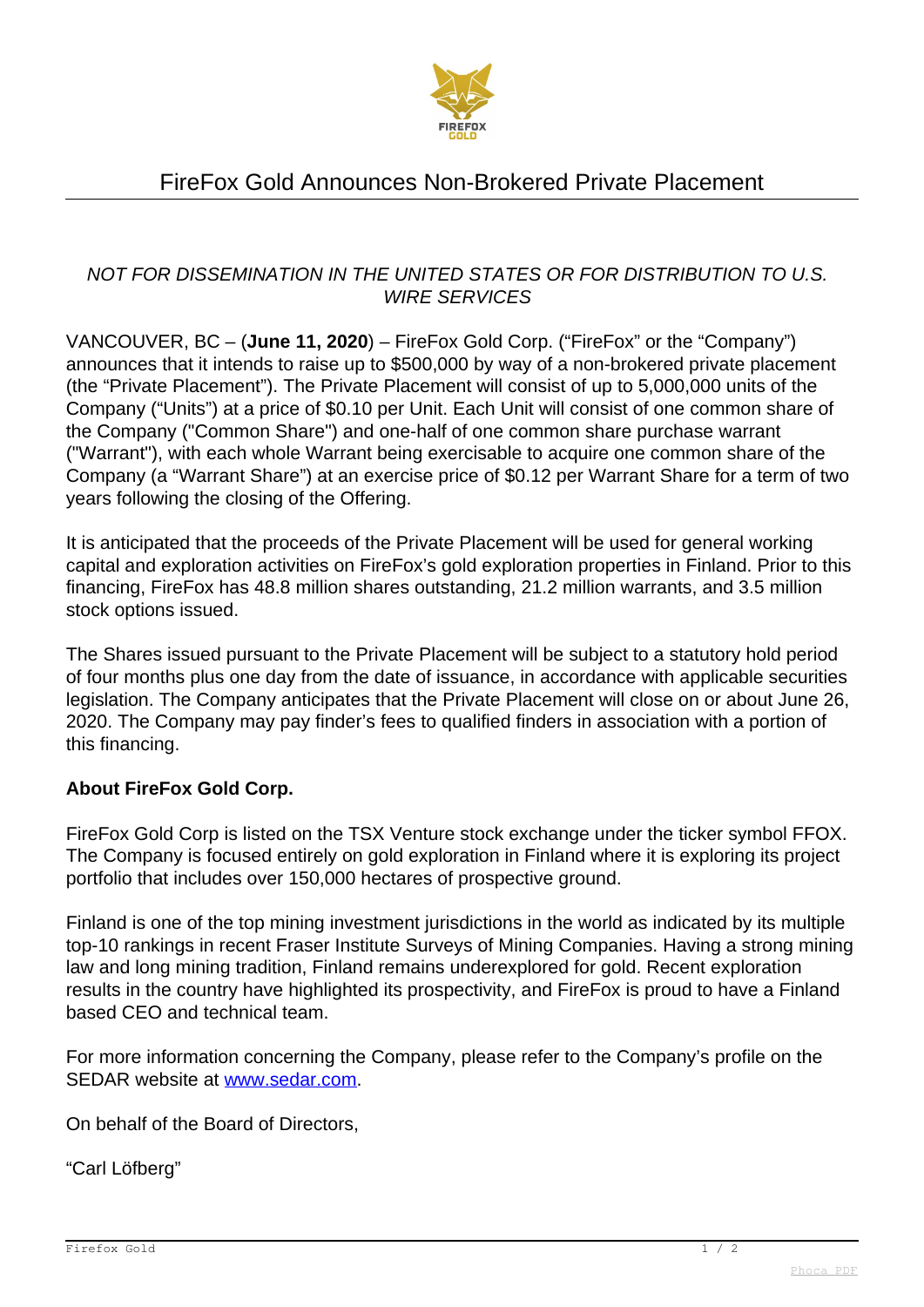# FireFox Gold Announces Non-Brokered Private Placement

*NOT FOR DISSEMINATION IN THE UNITED STATES OR FOR DISTRIBUTION TO U.S. WIRE SERVICES*

VANCOUVER, BC – (**June 11, 2020**) – FireFox Gold Corp. ("FireFox" or the "Company") announces that it intends to raise up to $500,000 by way of a non-brokered private placement (the "Private Placement"). The Private Placement will consist of up to 5,000,000 units of the Company ("Units") at a price of $0.10 per Unit. Each Unit will consist of one common share of the Company ("Common Share") and one-half of one common share purchase warrant ("Warrant"), with each whole Warrant being exercisable to acquire one common share of the Company (a "Warrant Share") at an exercise price of $0.12 per Warrant Share for a term of two years following the closing of the Offering.

It is anticipated that the proceeds of the Private Placement will be used for general working capital and exploration activities on FireFox's gold exploration properties in Finland. Prior to this financing, FireFox has 48.8 million shares outstanding, 21.2 million warrants, and 3.5 million stock options issued.

The Shares issued pursuant to the Private Placement will be subject to a statutory hold period of four months plus one day from the date of issuance, in accordance with applicable securities legislation. The Company anticipates that the Private Placement will close on or about June 26, 2020. The Company may pay finder's fees to qualified finders in association with a portion of this financing.

**About FireFox Gold Corp.**

FireFox Gold Corp is listed on the TSX Venture stock exchange under the ticker symbol FFOX. The Company is focused entirely on gold exploration in Finland where it is exploring its project portfolio that includes over 150,000 hectares of prospective ground.

Finland is one of the top mining investment jurisdictions in the world as indicated by its multiple top-10 rankings in recent Fraser Institute Surveys of Mining Companies. Having a strong mining law and long mining tradition, Finland remains underexplored for gold. Recent exploration results in the country have highlighted its prospectivity, and FireFox is proud to have a Finland based CEO and technical team.

For more information concerning the Company, please refer to the Company's profile on the SEDAR website at [www.sedar.com](http://www.sedar.com).

On behalf of the Board of Directors,

"Carl Löfberg"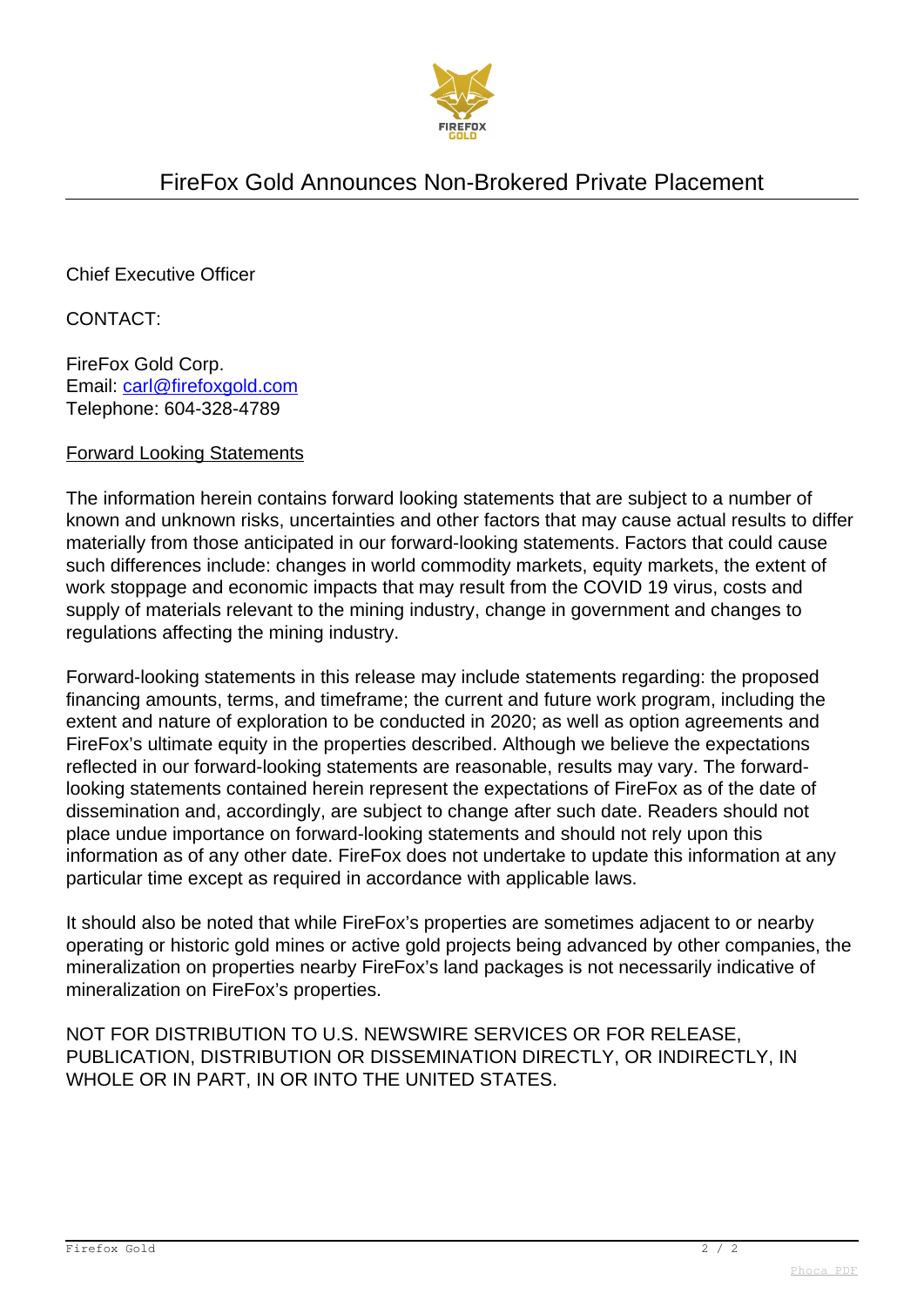Chief Executive Officer

CONTACT:

FireFox Gold Corp.
Email: carl@firefoxgold.com
Telephone: 604-328-4789

Forward Looking Statements

The information herein contains forward looking statements that are subject to a number of known and unknown risks, uncertainties and other factors that may cause actual results to differ materially from those anticipated in our forward-looking statements. Factors that could cause such differences include: changes in world commodity markets, equity markets, the extent of work stoppage and economic impacts that may result from the COVID 19 virus, costs and supply of materials relevant to the mining industry, change in government and changes to regulations affecting the mining industry.

Forward-looking statements in this release may include statements regarding: the proposed financing amounts, terms, and timeframe; the current and future work program, including the extent and nature of exploration to be conducted in 2020; as well as option agreements and FireFox's ultimate equity in the properties described. Although we believe the expectations reflected in our forward-looking statements are reasonable, results may vary. The forward-looking statements contained herein represent the expectations of FireFox as of the date of dissemination and, accordingly, are subject to change after such date. Readers should not place undue importance on forward-looking statements and should not rely upon this information as of any other date. FireFox does not undertake to update this information at any particular time except as required in accordance with applicable laws.

It should also be noted that while FireFox's properties are sometimes adjacent to or nearby operating or historic gold mines or active gold projects being advanced by other companies, the mineralization on properties nearby FireFox's land packages is not necessarily indicative of mineralization on FireFox's properties.

NOT FOR DISTRIBUTION TO U.S. NEWSWIRE SERVICES OR FOR RELEASE, PUBLICATION, DISTRIBUTION OR DISSEMINATION DIRECTLY, OR INDIRECTLY, IN WHOLE OR IN PART, IN OR INTO THE UNITED STATES.